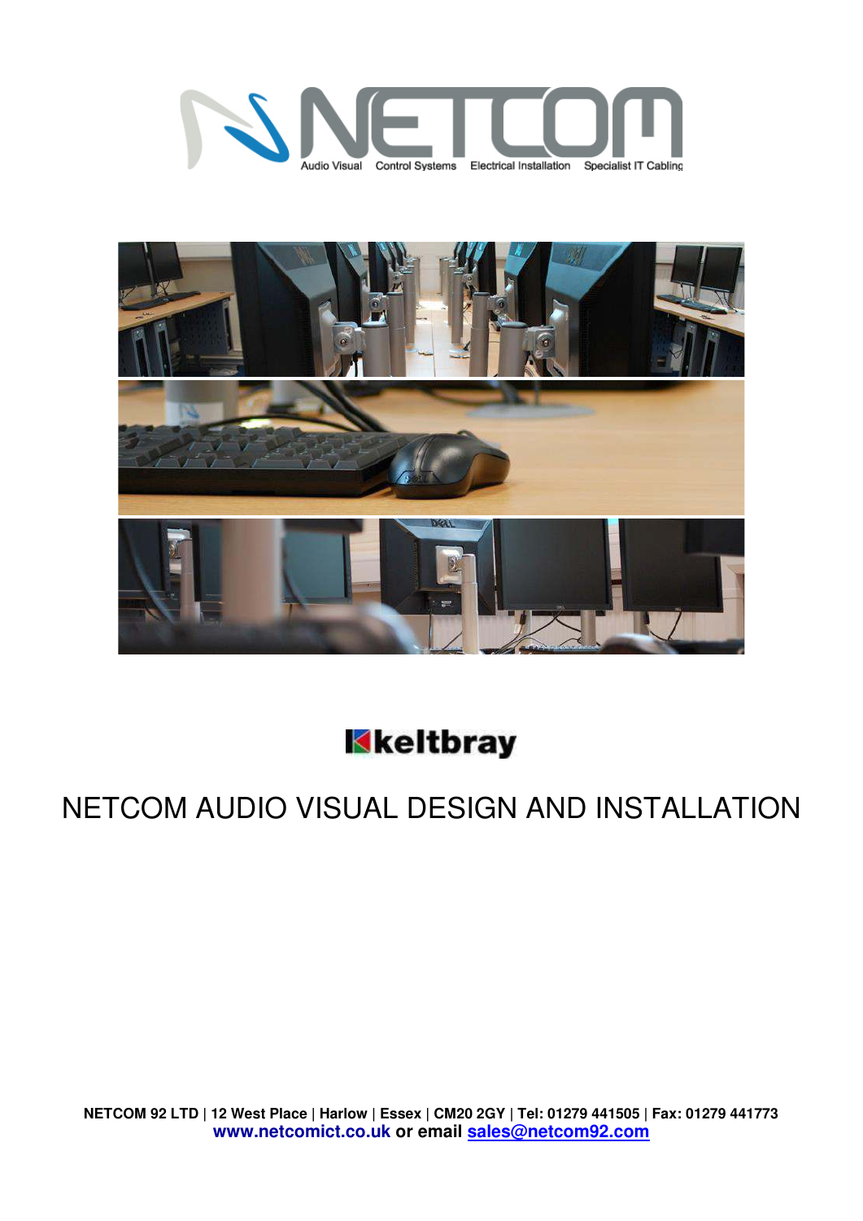NETCOM

Audio Visual   Control Systems   Electrical Installation   Specialist IT Cabling

keltbray

# NETCOM AUDIO VISUAL DESIGN AND INSTALLATION

**NETCOM 92 LTD | 12 West Place | Harlow | Essex | CM20 2GY | Tel: 01279 441505 | Fax: 01279 441773**
**www.netcomict.co.uk or email sales@netcom92.com**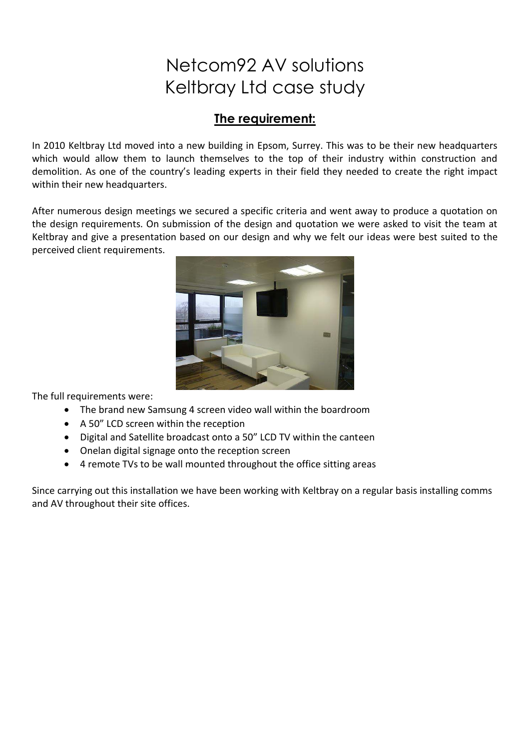# Netcom92 AV solutions
# Keltbray Ltd case study

## **The requirement:**

In 2010 Keltbray Ltd moved into a new building in Epsom, Surrey. This was to be their new headquarters which would allow them to launch themselves to the top of their industry within construction and demolition. As one of the country's leading experts in their field they needed to create the right impact within their new headquarters.

After numerous design meetings we secured a specific criteria and went away to produce a quotation on the design requirements. On submission of the design and quotation we were asked to visit the team at Keltbray and give a presentation based on our design and why we felt our ideas were best suited to the perceived client requirements.

The full requirements were:

- The brand new Samsung 4 screen video wall within the boardroom
- A 50" LCD screen within the reception
- Digital and Satellite broadcast onto a 50" LCD TV within the canteen
- Onelan digital signage onto the reception screen
- 4 remote TVs to be wall mounted throughout the office sitting areas

Since carrying out this installation we have been working with Keltbray on a regular basis installing comms and AV throughout their site offices.